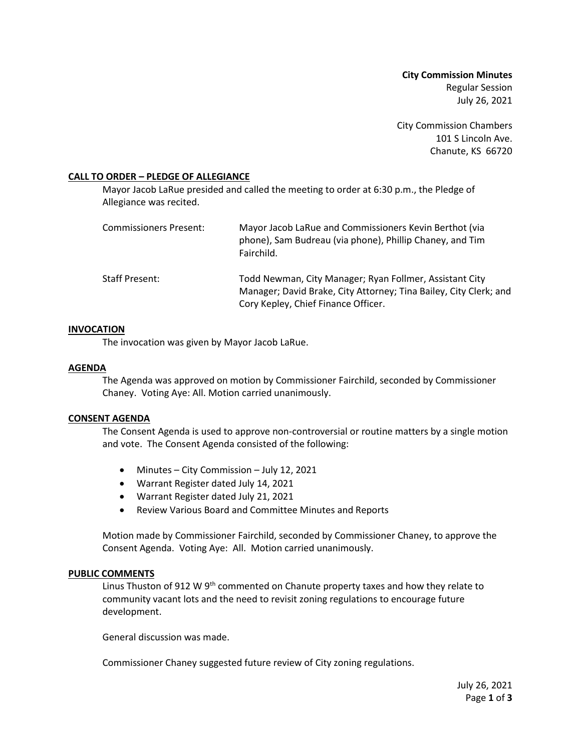**City Commission Minutes**
Regular Session
July 26, 2021

City Commission Chambers
101 S Lincoln Ave.
Chanute, KS 66720

## CALL TO ORDER – PLEDGE OF ALLEGIANCE

Mayor Jacob LaRue presided and called the meeting to order at 6:30 p.m., the Pledge of Allegiance was recited.

| | |
|---|---|
| Commissioners Present: | Mayor Jacob LaRue and Commissioners Kevin Berthot (via phone), Sam Budreau (via phone), Phillip Chaney, and Tim Fairchild. |
| Staff Present: | Todd Newman, City Manager; Ryan Follmer, Assistant City Manager; David Brake, City Attorney; Tina Bailey, City Clerk; and Cory Kepley, Chief Finance Officer. |

## INVOCATION

The invocation was given by Mayor Jacob LaRue.

## AGENDA

The Agenda was approved on motion by Commissioner Fairchild, seconded by Commissioner Chaney. Voting Aye: All. Motion carried unanimously.

## CONSENT AGENDA

The Consent Agenda is used to approve non-controversial or routine matters by a single motion and vote. The Consent Agenda consisted of the following:

- Minutes – City Commission – July 12, 2021
- Warrant Register dated July 14, 2021
- Warrant Register dated July 21, 2021
- Review Various Board and Committee Minutes and Reports

Motion made by Commissioner Fairchild, seconded by Commissioner Chaney, to approve the Consent Agenda. Voting Aye: All. Motion carried unanimously.

## PUBLIC COMMENTS

Linus Thuston of 912 W 9th commented on Chanute property taxes and how they relate to community vacant lots and the need to revisit zoning regulations to encourage future development.

General discussion was made.

Commissioner Chaney suggested future review of City zoning regulations.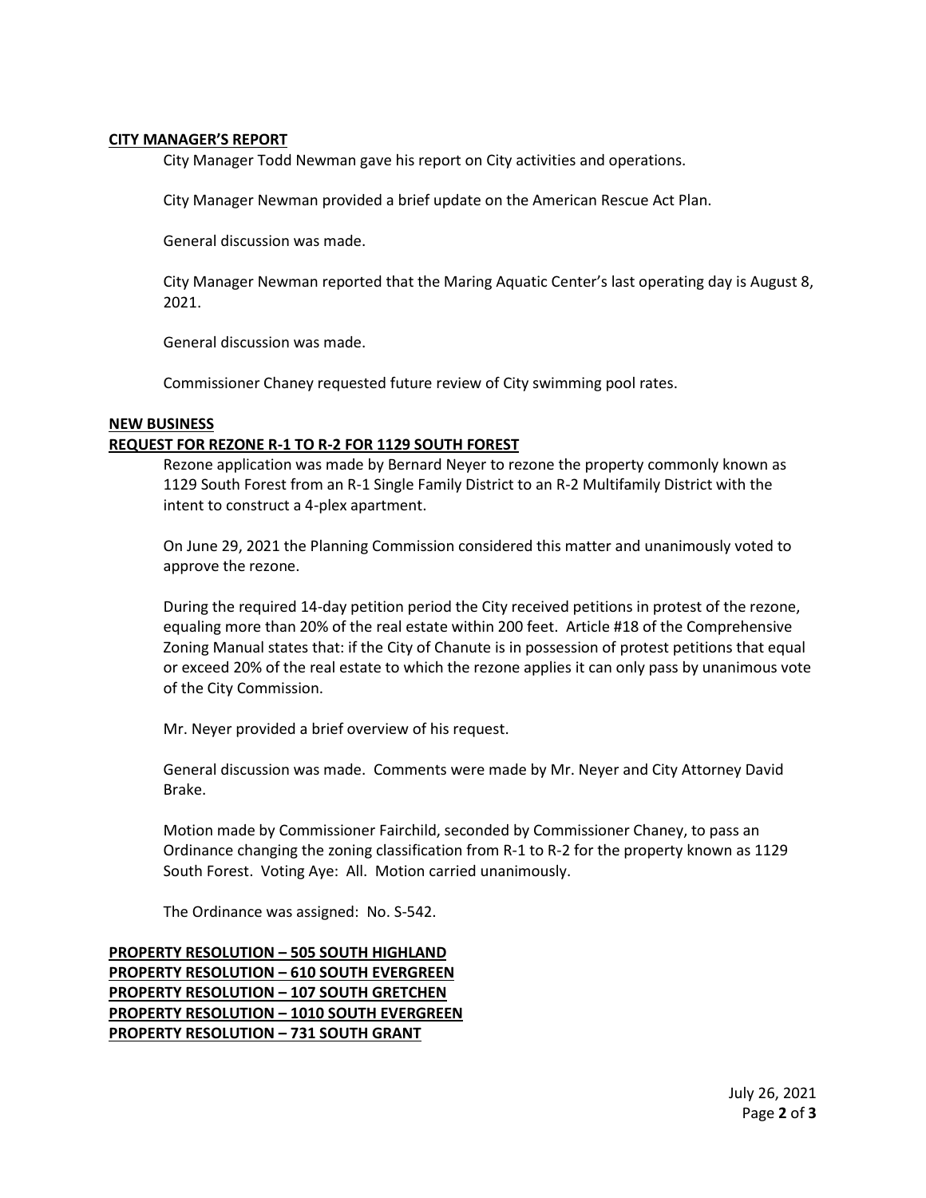**CITY MANAGER'S REPORT**

City Manager Todd Newman gave his report on City activities and operations.

City Manager Newman provided a brief update on the American Rescue Act Plan.

General discussion was made.

City Manager Newman reported that the Maring Aquatic Center's last operating day is August 8, 2021.

General discussion was made.

Commissioner Chaney requested future review of City swimming pool rates.

**NEW BUSINESS**

**REQUEST FOR REZONE R-1 TO R-2 FOR 1129 SOUTH FOREST**

Rezone application was made by Bernard Neyer to rezone the property commonly known as 1129 South Forest from an R-1 Single Family District to an R-2 Multifamily District with the intent to construct a 4-plex apartment.

On June 29, 2021 the Planning Commission considered this matter and unanimously voted to approve the rezone.

During the required 14-day petition period the City received petitions in protest of the rezone, equaling more than 20% of the real estate within 200 feet. Article #18 of the Comprehensive Zoning Manual states that: if the City of Chanute is in possession of protest petitions that equal or exceed 20% of the real estate to which the rezone applies it can only pass by unanimous vote of the City Commission.

Mr. Neyer provided a brief overview of his request.

General discussion was made. Comments were made by Mr. Neyer and City Attorney David Brake.

Motion made by Commissioner Fairchild, seconded by Commissioner Chaney, to pass an Ordinance changing the zoning classification from R-1 to R-2 for the property known as 1129 South Forest. Voting Aye: All. Motion carried unanimously.

The Ordinance was assigned: No. S-542.

**PROPERTY RESOLUTION – 505 SOUTH HIGHLAND**
**PROPERTY RESOLUTION – 610 SOUTH EVERGREEN**
**PROPERTY RESOLUTION – 107 SOUTH GRETCHEN**
**PROPERTY RESOLUTION – 1010 SOUTH EVERGREEN**
**PROPERTY RESOLUTION – 731 SOUTH GRANT**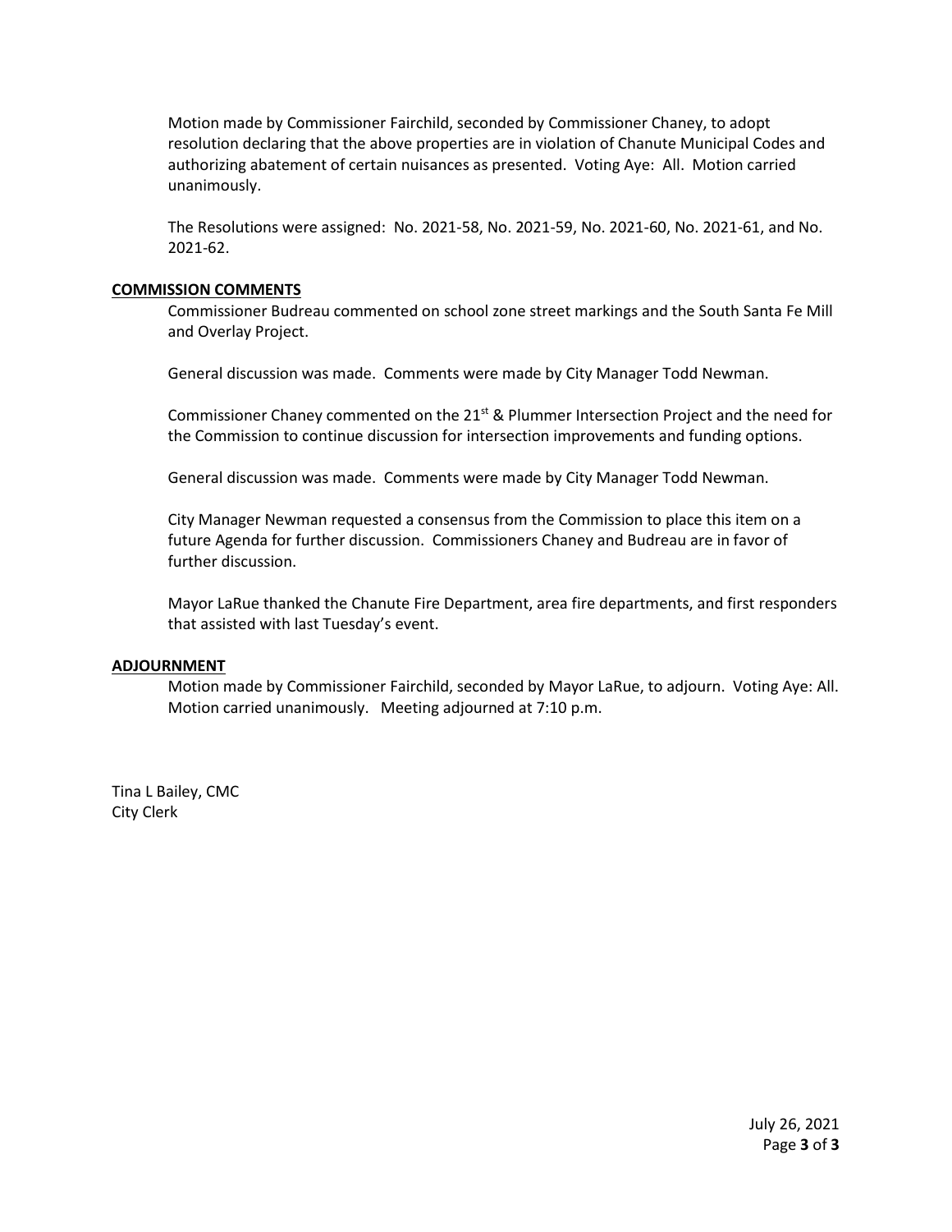Motion made by Commissioner Fairchild, seconded by Commissioner Chaney, to adopt resolution declaring that the above properties are in violation of Chanute Municipal Codes and authorizing abatement of certain nuisances as presented. Voting Aye: All. Motion carried unanimously.

The Resolutions were assigned: No. 2021-58, No. 2021-59, No. 2021-60, No. 2021-61, and No. 2021-62.

## COMMISSION COMMENTS

Commissioner Budreau commented on school zone street markings and the South Santa Fe Mill and Overlay Project.

General discussion was made. Comments were made by City Manager Todd Newman.

Commissioner Chaney commented on the 21st & Plummer Intersection Project and the need for the Commission to continue discussion for intersection improvements and funding options.

General discussion was made. Comments were made by City Manager Todd Newman.

City Manager Newman requested a consensus from the Commission to place this item on a future Agenda for further discussion. Commissioners Chaney and Budreau are in favor of further discussion.

Mayor LaRue thanked the Chanute Fire Department, area fire departments, and first responders that assisted with last Tuesday's event.

## ADJOURNMENT

Motion made by Commissioner Fairchild, seconded by Mayor LaRue, to adjourn. Voting Aye: All. Motion carried unanimously. Meeting adjourned at 7:10 p.m.

Tina L Bailey, CMC
City Clerk

July 26, 2021